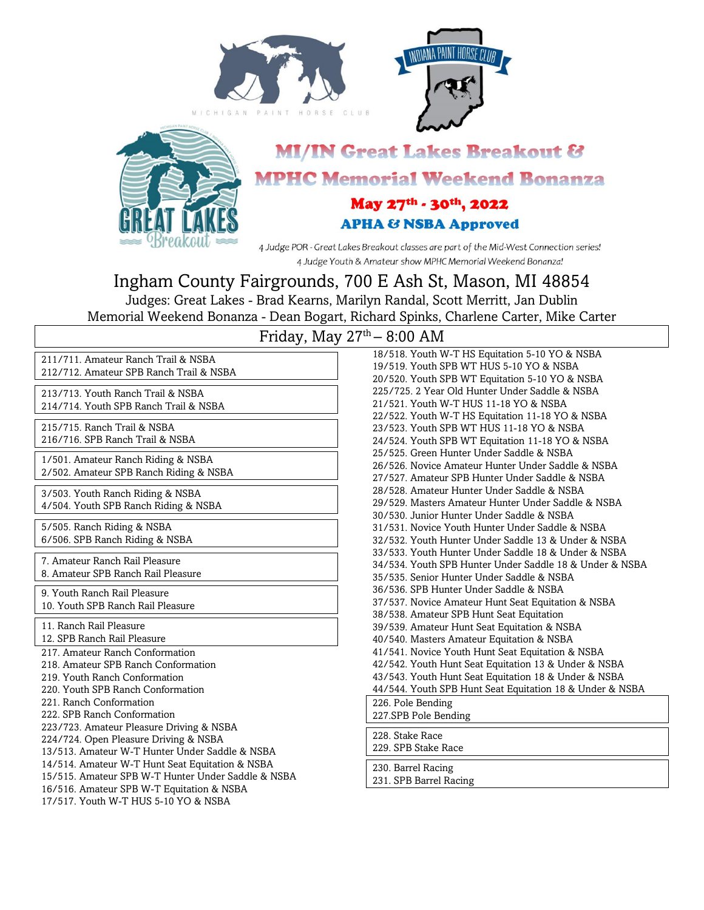MICHIGAN PAINT HORSE CLUB

INDIANA PAINT HORSE CLUB

GREAT LAKES Breakout

# MI/IN Great Lakes Breakout & MPHC Memorial Weekend Bonanza

## May 27th - 30th, 2022

### APHA & NSBA Approved

*4 Judge POR - Great Lakes Breakout classes are part of the Mid-West Connection series!*
*4 Judge Youth & Amateur show MPHC Memorial Weekend Bonanza!*

Ingham County Fairgrounds, 700 E Ash St, Mason, MI 48854

Judges: Great Lakes - Brad Kearns, Marilyn Randal, Scott Merritt, Jan Dublin

Memorial Weekend Bonanza - Dean Bogart, Richard Spinks, Charlene Carter, Mike Carter

## Friday, May 27th – 8:00 AM

211/711. Amateur Ranch Trail & NSBA
212/712. Amateur SPB Ranch Trail & NSBA

213/713. Youth Ranch Trail & NSBA
214/714. Youth SPB Ranch Trail & NSBA

215/715. Ranch Trail & NSBA
216/716. SPB Ranch Trail & NSBA

1/501. Amateur Ranch Riding & NSBA
2/502. Amateur SPB Ranch Riding & NSBA

3/503. Youth Ranch Riding & NSBA
4/504. Youth SPB Ranch Riding & NSBA

5/505. Ranch Riding & NSBA
6/506. SPB Ranch Riding & NSBA

7. Amateur Ranch Rail Pleasure
8. Amateur SPB Ranch Rail Pleasure

9. Youth Ranch Rail Pleasure
10. Youth SPB Ranch Rail Pleasure

11. Ranch Rail Pleasure
12. SPB Ranch Rail Pleasure

217. Amateur Ranch Conformation
218. Amateur SPB Ranch Conformation
219. Youth Ranch Conformation
220. Youth SPB Ranch Conformation
221. Ranch Conformation
222. SPB Ranch Conformation
223/723. Amateur Pleasure Driving & NSBA
224/724. Open Pleasure Driving & NSBA
13/513. Amateur W-T Hunter Under Saddle & NSBA
14/514. Amateur W-T Hunt Seat Equitation & NSBA
15/515. Amateur SPB W-T Hunter Under Saddle & NSBA
16/516. Amateur SPB W-T Equitation & NSBA
17/517. Youth W-T HUS 5-10 YO & NSBA
18/518. Youth W-T HS Equitation 5-10 YO & NSBA
19/519. Youth SPB WT HUS 5-10 YO & NSBA
20/520. Youth SPB WT Equitation 5-10 YO & NSBA
225/725. 2 Year Old Hunter Under Saddle & NSBA
21/521. Youth W-T HUS 11-18 YO & NSBA
22/522. Youth W-T HS Equitation 11-18 YO & NSBA
23/523. Youth SPB WT HUS 11-18 YO & NSBA
24/524. Youth SPB WT Equitation 11-18 YO & NSBA
25/525. Green Hunter Under Saddle & NSBA
26/526. Novice Amateur Hunter Under Saddle & NSBA
27/527. Amateur SPB Hunter Under Saddle & NSBA
28/528. Amateur Hunter Under Saddle & NSBA
29/529. Masters Amateur Hunter Under Saddle & NSBA
30/530. Junior Hunter Under Saddle & NSBA
31/531. Novice Youth Hunter Under Saddle & NSBA
32/532. Youth Hunter Under Saddle 13 & Under & NSBA
33/533. Youth Hunter Under Saddle 18 & Under & NSBA
34/534. Youth SPB Hunter Under Saddle 18 & Under & NSBA
35/535. Senior Hunter Under Saddle & NSBA
36/536. SPB Hunter Under Saddle & NSBA
37/537. Novice Amateur Hunt Seat Equitation & NSBA
38/538. Amateur SPB Hunt Seat Equitation
39/539. Amateur Hunt Seat Equitation & NSBA
40/540. Masters Amateur Equitation & NSBA
41/541. Novice Youth Hunt Seat Equitation & NSBA
42/542. Youth Hunt Seat Equitation 13 & Under & NSBA
43/543. Youth Hunt Seat Equitation 18 & Under & NSBA
44/544. Youth SPB Hunt Seat Equitation 18 & Under & NSBA

226. Pole Bending
227.SPB Pole Bending

228. Stake Race
229. SPB Stake Race

230. Barrel Racing
231. SPB Barrel Racing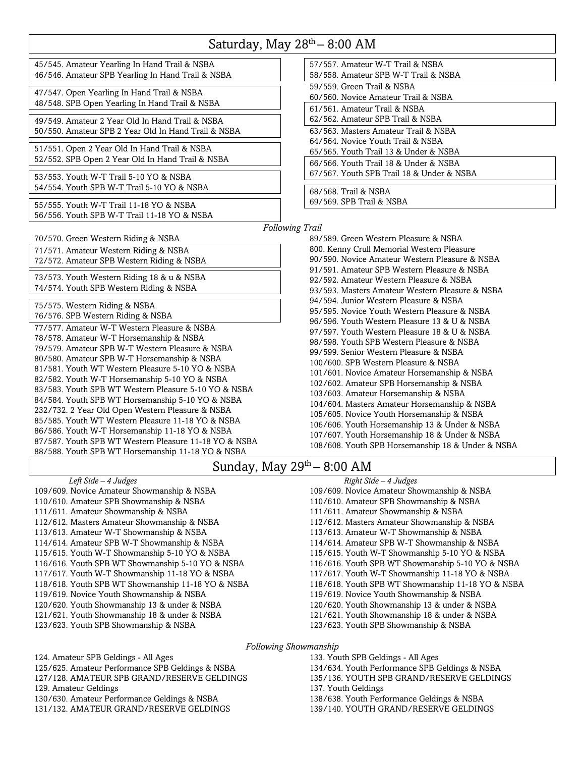## Saturday, May 28th – 8:00 AM

45/545. Amateur Yearling In Hand Trail & NSBA
46/546. Amateur SPB Yearling In Hand Trail & NSBA

47/547. Open Yearling In Hand Trail & NSBA
48/548. SPB Open Yearling In Hand Trail & NSBA

49/549. Amateur 2 Year Old In Hand Trail & NSBA
50/550. Amateur SPB 2 Year Old In Hand Trail & NSBA

51/551. Open 2 Year Old In Hand Trail & NSBA
52/552. SPB Open 2 Year Old In Hand Trail & NSBA

53/553. Youth W-T Trail 5-10 YO & NSBA
54/554. Youth SPB W-T Trail 5-10 YO & NSBA

55/555. Youth W-T Trail 11-18 YO & NSBA
56/556. Youth SPB W-T Trail 11-18 YO & NSBA

57/557. Amateur W-T Trail & NSBA
58/558. Amateur SPB W-T Trail & NSBA

59/559. Green Trail & NSBA
60/560. Novice Amateur Trail & NSBA

61/561. Amateur Trail & NSBA
62/562. Amateur SPB Trail & NSBA

63/563. Masters Amateur Trail & NSBA
64/564. Novice Youth Trail & NSBA
65/565. Youth Trail 13 & Under & NSBA

66/566. Youth Trail 18 & Under & NSBA
67/567. Youth SPB Trail 18 & Under & NSBA

68/568. Trail & NSBA
69/569. SPB Trail & NSBA

*Following Trail*

70/570. Green Western Riding & NSBA

71/571. Amateur Western Riding & NSBA
72/572. Amateur SPB Western Riding & NSBA

73/573. Youth Western Riding 18 & u & NSBA
74/574. Youth SPB Western Riding & NSBA

75/575. Western Riding & NSBA
76/576. SPB Western Riding & NSBA

77/577. Amateur W-T Western Pleasure & NSBA
78/578. Amateur W-T Horsemanship & NSBA
79/579. Amateur SPB W-T Western Pleasure & NSBA
80/580. Amateur SPB W-T Horsemanship & NSBA
81/581. Youth WT Western Pleasure 5-10 YO & NSBA
82/582. Youth W-T Horsemanship 5-10 YO & NSBA
83/583. Youth SPB WT Western Pleasure 5-10 YO & NSBA
84/584. Youth SPB WT Horsemanship 5-10 YO & NSBA
232/732. 2 Year Old Open Western Pleasure & NSBA
85/585. Youth WT Western Pleasure 11-18 YO & NSBA
86/586. Youth W-T Horsemanship 11-18 YO & NSBA
87/587. Youth SPB WT Western Pleasure 11-18 YO & NSBA
88/588. Youth SPB WT Horsemanship 11-18 YO & NSBA

89/589. Green Western Pleasure & NSBA
800. Kenny Crull Memorial Western Pleasure
90/590. Novice Amateur Western Pleasure & NSBA
91/591. Amateur SPB Western Pleasure & NSBA
92/592. Amateur Western Pleasure & NSBA
93/593. Masters Amateur Western Pleasure & NSBA
94/594. Junior Western Pleasure & NSBA
95/595. Novice Youth Western Pleasure & NSBA
96/596. Youth Western Pleasure 13 & U & NSBA
97/597. Youth Western Pleasure 18 & U & NSBA
98/598. Youth SPB Western Pleasure & NSBA
99/599. Senior Western Pleasure & NSBA
100/600. SPB Western Pleasure & NSBA
101/601. Novice Amateur Horsemanship & NSBA
102/602. Amateur SPB Horsemanship & NSBA
103/603. Amateur Horsemanship & NSBA
104/604. Masters Amateur Horsemanship & NSBA
105/605. Novice Youth Horsemanship & NSBA
106/606. Youth Horsemanship 13 & Under & NSBA
107/607. Youth Horsemanship 18 & Under & NSBA
108/608. Youth SPB Horsemanship 18 & Under & NSBA

## Sunday, May 29th – 8:00 AM

*Left Side – 4 Judges*

109/609. Novice Amateur Showmanship & NSBA
110/610. Amateur SPB Showmanship & NSBA
111/611. Amateur Showmanship & NSBA
112/612. Masters Amateur Showmanship & NSBA
113/613. Amateur W-T Showmanship & NSBA
114/614. Amateur SPB W-T Showmanship & NSBA
115/615. Youth W-T Showmanship 5-10 YO & NSBA
116/616. Youth SPB WT Showmanship 5-10 YO & NSBA
117/617. Youth W-T Showmanship 11-18 YO & NSBA
118/618. Youth SPB WT Showmanship 11-18 YO & NSBA
119/619. Novice Youth Showmanship & NSBA
120/620. Youth Showmanship 13 & under & NSBA
121/621. Youth Showmanship 18 & under & NSBA
123/623. Youth SPB Showmanship & NSBA

*Right Side – 4 Judges*

109/609. Novice Amateur Showmanship & NSBA
110/610. Amateur SPB Showmanship & NSBA
111/611. Amateur Showmanship & NSBA
112/612. Masters Amateur Showmanship & NSBA
113/613. Amateur W-T Showmanship & NSBA
114/614. Amateur SPB W-T Showmanship & NSBA
115/615. Youth W-T Showmanship 5-10 YO & NSBA
116/616. Youth SPB WT Showmanship 5-10 YO & NSBA
117/617. Youth W-T Showmanship 11-18 YO & NSBA
118/618. Youth SPB WT Showmanship 11-18 YO & NSBA
119/619. Novice Youth Showmanship & NSBA
120/620. Youth Showmanship 13 & under & NSBA
121/621. Youth Showmanship 18 & under & NSBA
123/623. Youth SPB Showmanship & NSBA

*Following Showmanship*

124. Amateur SPB Geldings - All Ages
125/625. Amateur Performance SPB Geldings & NSBA
127/128. AMATEUR SPB GRAND/RESERVE GELDINGS
129. Amateur Geldings
130/630. Amateur Performance Geldings & NSBA
131/132. AMATEUR GRAND/RESERVE GELDINGS

133. Youth SPB Geldings - All Ages
134/634. Youth Performance SPB Geldings & NSBA
135/136. YOUTH SPB GRAND/RESERVE GELDINGS
137. Youth Geldings
138/638. Youth Performance Geldings & NSBA
139/140. YOUTH GRAND/RESERVE GELDINGS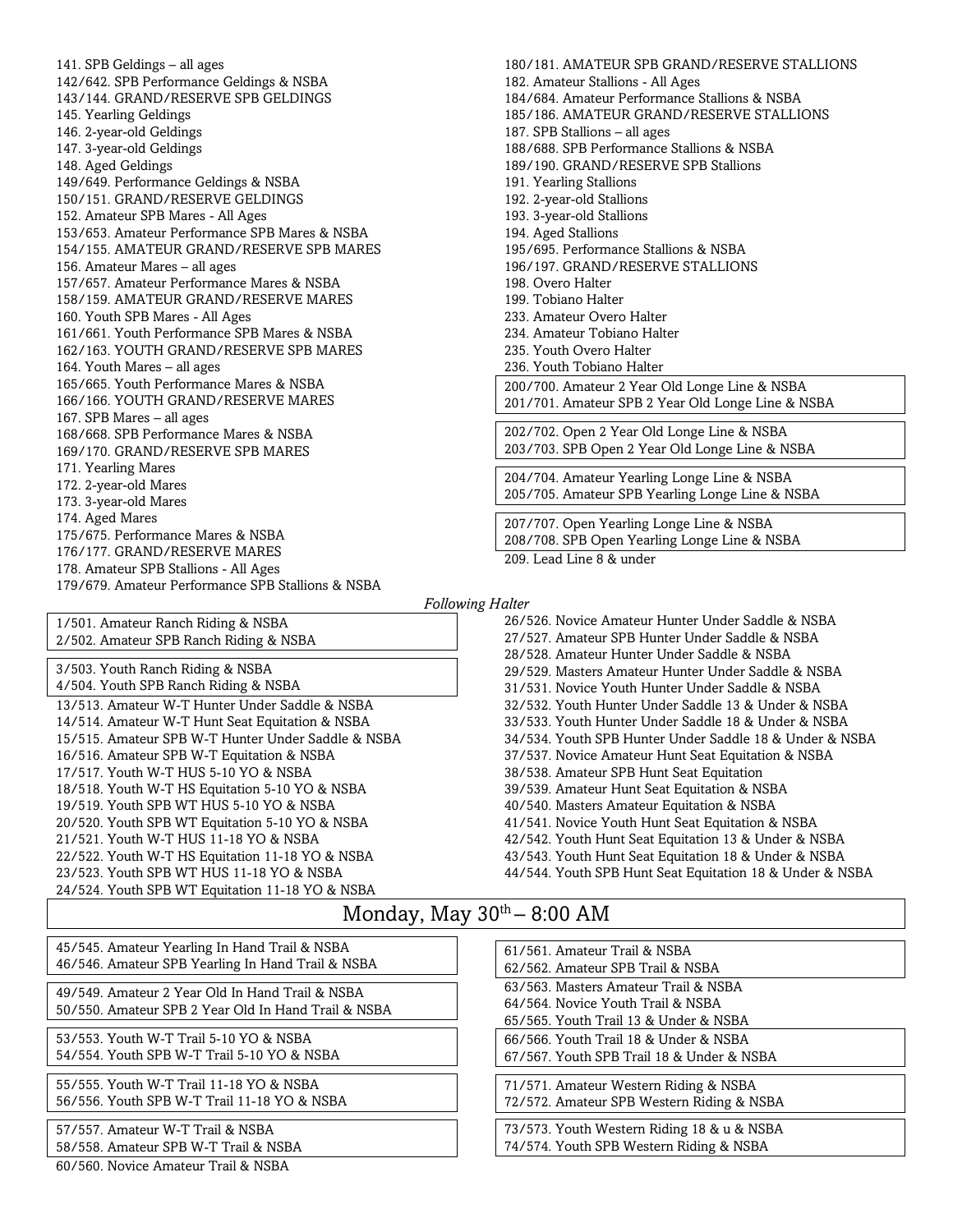141. SPB Geldings – all ages
142/642. SPB Performance Geldings & NSBA
143/144. GRAND/RESERVE SPB GELDINGS
145. Yearling Geldings
146. 2-year-old Geldings
147. 3-year-old Geldings
148. Aged Geldings
149/649. Performance Geldings & NSBA
150/151. GRAND/RESERVE GELDINGS
152. Amateur SPB Mares - All Ages
153/653. Amateur Performance SPB Mares & NSBA
154/155. AMATEUR GRAND/RESERVE SPB MARES
156. Amateur Mares – all ages
157/657. Amateur Performance Mares & NSBA
158/159. AMATEUR GRAND/RESERVE MARES
160. Youth SPB Mares - All Ages
161/661. Youth Performance SPB Mares & NSBA
162/163. YOUTH GRAND/RESERVE SPB MARES
164. Youth Mares – all ages
165/665. Youth Performance Mares & NSBA
166/166. YOUTH GRAND/RESERVE MARES
167. SPB Mares – all ages
168/668. SPB Performance Mares & NSBA
169/170. GRAND/RESERVE SPB MARES
171. Yearling Mares
172. 2-year-old Mares
173. 3-year-old Mares
174. Aged Mares
175/675. Performance Mares & NSBA
176/177. GRAND/RESERVE MARES
178. Amateur SPB Stallions - All Ages
179/679. Amateur Performance SPB Stallions & NSBA
180/181. AMATEUR SPB GRAND/RESERVE STALLIONS
182. Amateur Stallions - All Ages
184/684. Amateur Performance Stallions & NSBA
185/186. AMATEUR GRAND/RESERVE STALLIONS
187. SPB Stallions – all ages
188/688. SPB Performance Stallions & NSBA
189/190. GRAND/RESERVE SPB Stallions
191. Yearling Stallions
192. 2-year-old Stallions
193. 3-year-old Stallions
194. Aged Stallions
195/695. Performance Stallions & NSBA
196/197. GRAND/RESERVE STALLIONS
198. Overo Halter
199. Tobiano Halter
233. Amateur Overo Halter
234. Amateur Tobiano Halter
235. Youth Overo Halter
236. Youth Tobiano Halter

200/700. Amateur 2 Year Old Longe Line & NSBA
201/701. Amateur SPB 2 Year Old Longe Line & NSBA

202/702. Open 2 Year Old Longe Line & NSBA
203/703. SPB Open 2 Year Old Longe Line & NSBA

204/704. Amateur Yearling Longe Line & NSBA
205/705. Amateur SPB Yearling Longe Line & NSBA

207/707. Open Yearling Longe Line & NSBA
208/708. SPB Open Yearling Longe Line & NSBA

209. Lead Line 8 & under

*Following Halter*

1/501. Amateur Ranch Riding & NSBA
2/502. Amateur SPB Ranch Riding & NSBA

3/503. Youth Ranch Riding & NSBA
4/504. Youth SPB Ranch Riding & NSBA

13/513. Amateur W-T Hunter Under Saddle & NSBA
14/514. Amateur W-T Hunt Seat Equitation & NSBA
15/515. Amateur SPB W-T Hunter Under Saddle & NSBA
16/516. Amateur SPB W-T Equitation & NSBA
17/517. Youth W-T HUS 5-10 YO & NSBA
18/518. Youth W-T HS Equitation 5-10 YO & NSBA
19/519. Youth SPB WT HUS 5-10 YO & NSBA
20/520. Youth SPB WT Equitation 5-10 YO & NSBA
21/521. Youth W-T HUS 11-18 YO & NSBA
22/522. Youth W-T HS Equitation 11-18 YO & NSBA
23/523. Youth SPB WT HUS 11-18 YO & NSBA
24/524. Youth SPB WT Equitation 11-18 YO & NSBA
26/526. Novice Amateur Hunter Under Saddle & NSBA
27/527. Amateur SPB Hunter Under Saddle & NSBA
28/528. Amateur Hunter Under Saddle & NSBA
29/529. Masters Amateur Hunter Under Saddle & NSBA
31/531. Novice Youth Hunter Under Saddle & NSBA
32/532. Youth Hunter Under Saddle 13 & Under & NSBA
33/533. Youth Hunter Under Saddle 18 & Under & NSBA
34/534. Youth SPB Hunter Under Saddle 18 & Under & NSBA
37/537. Novice Amateur Hunt Seat Equitation & NSBA
38/538. Amateur SPB Hunt Seat Equitation
39/539. Amateur Hunt Seat Equitation & NSBA
40/540. Masters Amateur Equitation & NSBA
41/541. Novice Youth Hunt Seat Equitation & NSBA
42/542. Youth Hunt Seat Equitation 13 & Under & NSBA
43/543. Youth Hunt Seat Equitation 18 & Under & NSBA
44/544. Youth SPB Hunt Seat Equitation 18 & Under & NSBA

## Monday, May 30th – 8:00 AM

45/545. Amateur Yearling In Hand Trail & NSBA
46/546. Amateur SPB Yearling In Hand Trail & NSBA

49/549. Amateur 2 Year Old In Hand Trail & NSBA
50/550. Amateur SPB 2 Year Old In Hand Trail & NSBA

53/553. Youth W-T Trail 5-10 YO & NSBA
54/554. Youth SPB W-T Trail 5-10 YO & NSBA

55/555. Youth W-T Trail 11-18 YO & NSBA
56/556. Youth SPB W-T Trail 11-18 YO & NSBA

57/557. Amateur W-T Trail & NSBA
58/558. Amateur SPB W-T Trail & NSBA

60/560. Novice Amateur Trail & NSBA

61/561. Amateur Trail & NSBA
62/562. Amateur SPB Trail & NSBA

63/563. Masters Amateur Trail & NSBA
64/564. Novice Youth Trail & NSBA
65/565. Youth Trail 13 & Under & NSBA

66/566. Youth Trail 18 & Under & NSBA
67/567. Youth SPB Trail 18 & Under & NSBA

71/571. Amateur Western Riding & NSBA
72/572. Amateur SPB Western Riding & NSBA

73/573. Youth Western Riding 18 & u & NSBA
74/574. Youth SPB Western Riding & NSBA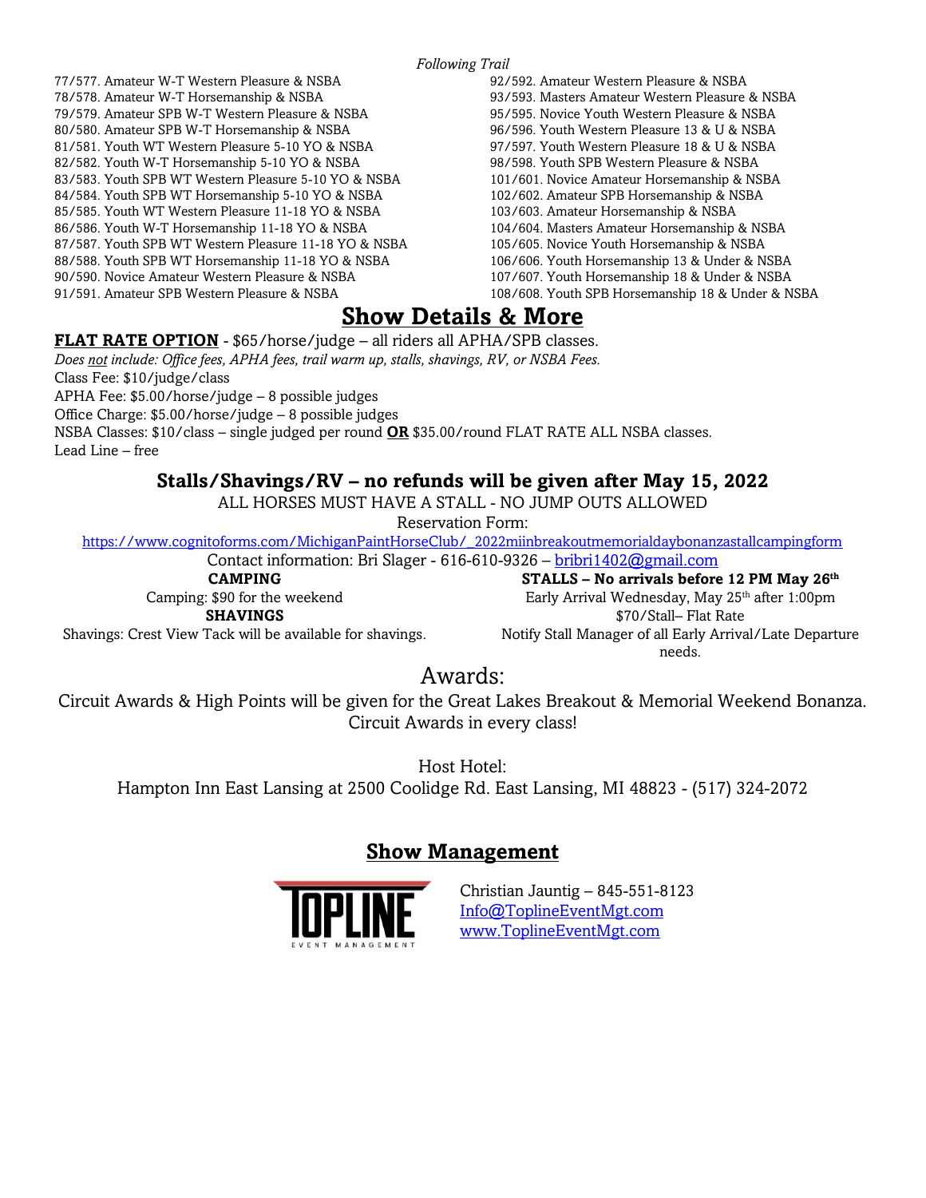*Following Trail*

77/577. Amateur W-T Western Pleasure & NSBA
78/578. Amateur W-T Horsemanship & NSBA
79/579. Amateur SPB W-T Western Pleasure & NSBA
80/580. Amateur SPB W-T Horsemanship & NSBA
81/581. Youth WT Western Pleasure 5-10 YO & NSBA
82/582. Youth W-T Horsemanship 5-10 YO & NSBA
83/583. Youth SPB WT Western Pleasure 5-10 YO & NSBA
84/584. Youth SPB WT Horsemanship 5-10 YO & NSBA
85/585. Youth WT Western Pleasure 11-18 YO & NSBA
86/586. Youth W-T Horsemanship 11-18 YO & NSBA
87/587. Youth SPB WT Western Pleasure 11-18 YO & NSBA
88/588. Youth SPB WT Horsemanship 11-18 YO & NSBA
90/590. Novice Amateur Western Pleasure & NSBA
91/591. Amateur SPB Western Pleasure & NSBA
92/592. Amateur Western Pleasure & NSBA
93/593. Masters Amateur Western Pleasure & NSBA
95/595. Novice Youth Western Pleasure & NSBA
96/596. Youth Western Pleasure 13 & U & NSBA
97/597. Youth Western Pleasure 18 & U & NSBA
98/598. Youth SPB Western Pleasure & NSBA
101/601. Novice Amateur Horsemanship & NSBA
102/602. Amateur SPB Horsemanship & NSBA
103/603. Amateur Horsemanship & NSBA
104/604. Masters Amateur Horsemanship & NSBA
105/605. Novice Youth Horsemanship & NSBA
106/606. Youth Horsemanship 13 & Under & NSBA
107/607. Youth Horsemanship 18 & Under & NSBA
108/608. Youth SPB Horsemanship 18 & Under & NSBA

## Show Details & More

**FLAT RATE OPTION** - $65/horse/judge – all riders all APHA/SPB classes.
*Does not include: Office fees, APHA fees, trail warm up, stalls, shavings, RV, or NSBA Fees.*
Class Fee: $10/judge/class
APHA Fee: $5.00/horse/judge – 8 possible judges
Office Charge: $5.00/horse/judge – 8 possible judges
NSBA Classes: $10/class – single judged per round **OR** $35.00/round FLAT RATE ALL NSBA classes.
Lead Line – free

### Stalls/Shavings/RV – no refunds will be given after May 15, 2022

ALL HORSES MUST HAVE A STALL - NO JUMP OUTS ALLOWED

Reservation Form:

https://www.cognitoforms.com/MichiganPaintHorseClub/_2022miinbreakoutmemorialdaybonanzastallcampingform

Contact information: Bri Slager - 616-610-9326 – bribri1402@gmail.com

**CAMPING**

Camping: $90 for the weekend

**SHAVINGS**

Shavings: Crest View Tack will be available for shavings.

**STALLS – No arrivals before 12 PM May 26th**

Early Arrival Wednesday, May 25th after 1:00pm

$70/Stall– Flat Rate

Notify Stall Manager of all Early Arrival/Late Departure needs.

## Awards:

Circuit Awards & High Points will be given for the Great Lakes Breakout & Memorial Weekend Bonanza. Circuit Awards in every class!

Host Hotel:
Hampton Inn East Lansing at 2500 Coolidge Rd. East Lansing, MI 48823 - (517) 324-2072

## Show Management

TOPLINE EVENT MANAGEMENT

Christian Jauntig – 845-551-8123
Info@ToplineEventMgt.com
www.ToplineEventMgt.com